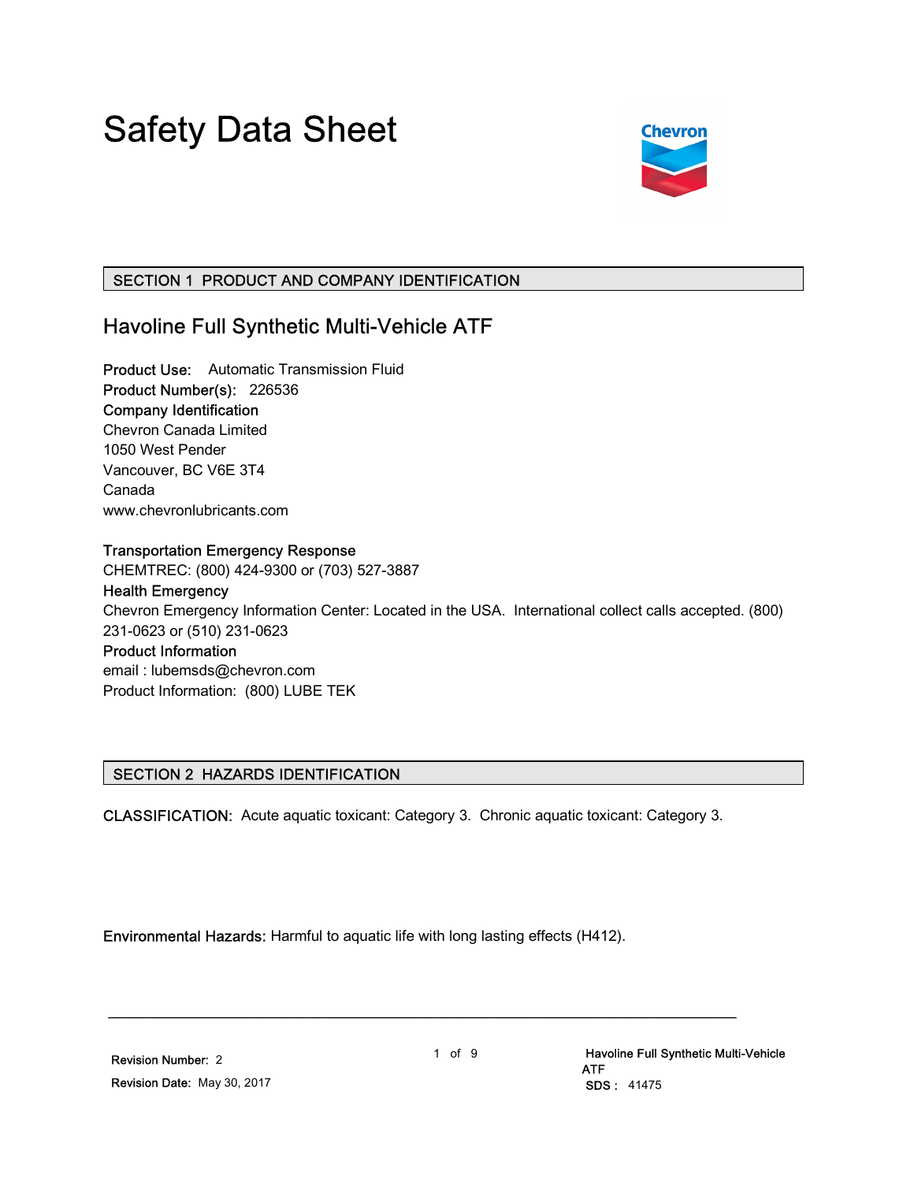# Safety Data Sheet

## SECTION 1 PRODUCT AND COMPANY IDENTIFICATION

### Havoline Full Synthetic Multi-Vehicle ATF

**Product Use:** Automatic Transmission Fluid
**Product Number(s):** 226536
**Company Identification**
Chevron Canada Limited
1050 West Pender
Vancouver, BC V6E 3T4
Canada
www.chevronlubricants.com

**Transportation Emergency Response**
CHEMTREC: (800) 424-9300 or (703) 527-3887
**Health Emergency**
Chevron Emergency Information Center: Located in the USA. International collect calls accepted. (800) 231-0623 or (510) 231-0623
**Product Information**
email : lubemsds@chevron.com
Product Information: (800) LUBE TEK

## SECTION 2 HAZARDS IDENTIFICATION

**CLASSIFICATION:** Acute aquatic toxicant: Category 3. Chronic aquatic toxicant: Category 3.

**Environmental Hazards:** Harmful to aquatic life with long lasting effects (H412).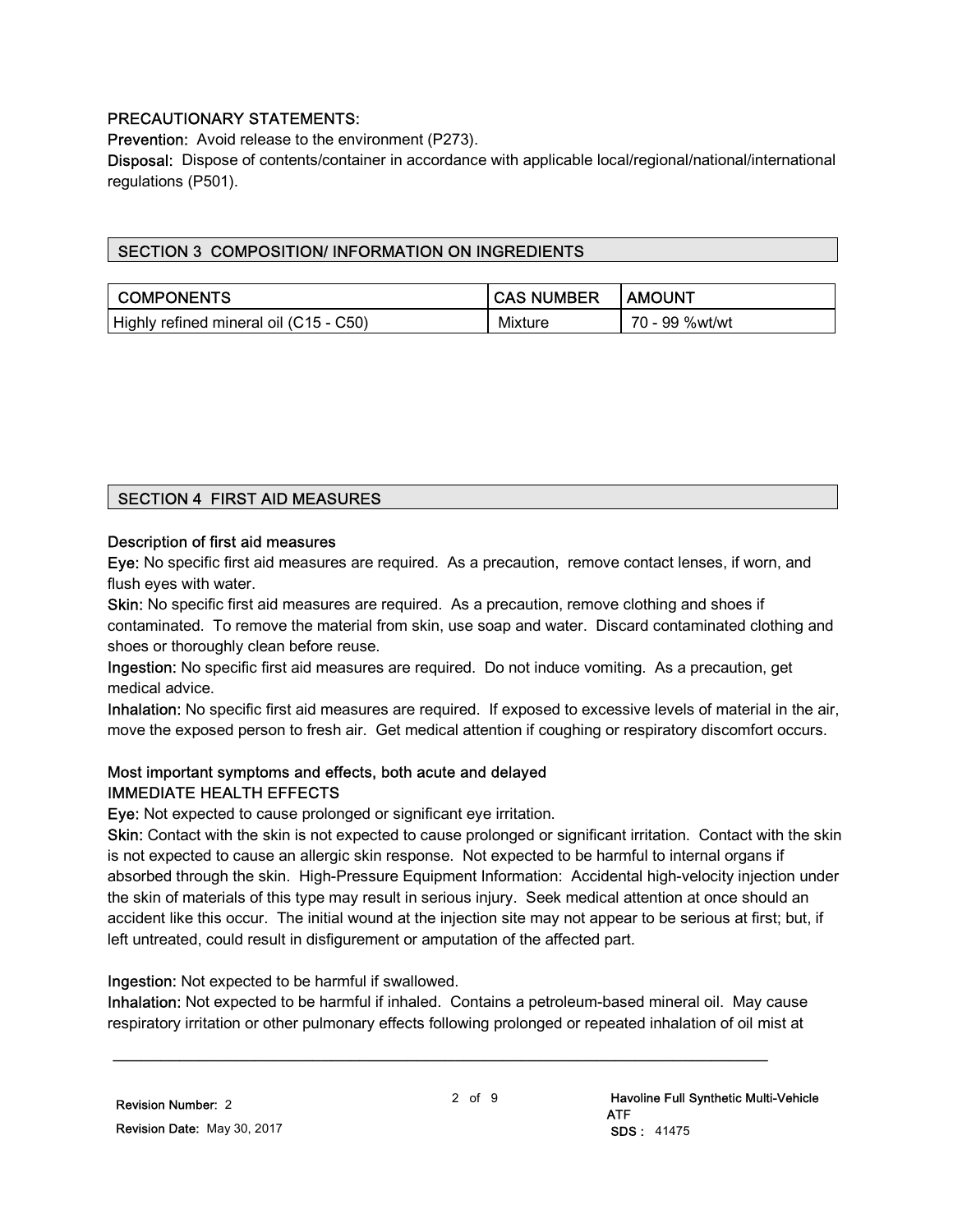### PRECAUTIONARY STATEMENTS:

**Prevention:** Avoid release to the environment (P273).

**Disposal:** Dispose of contents/container in accordance with applicable local/regional/national/international regulations (P501).

## SECTION 3 COMPOSITION/ INFORMATION ON INGREDIENTS

| COMPONENTS | CAS NUMBER | AMOUNT |
|---|---|---|
| Highly refined mineral oil (C15 - C50) | Mixture | 70 - 99 %wt/wt |

## SECTION 4 FIRST AID MEASURES

### Description of first aid measures

**Eye:** No specific first aid measures are required. As a precaution, remove contact lenses, if worn, and flush eyes with water.

**Skin:** No specific first aid measures are required. As a precaution, remove clothing and shoes if contaminated. To remove the material from skin, use soap and water. Discard contaminated clothing and shoes or thoroughly clean before reuse.

**Ingestion:** No specific first aid measures are required. Do not induce vomiting. As a precaution, get medical advice.

**Inhalation:** No specific first aid measures are required. If exposed to excessive levels of material in the air, move the exposed person to fresh air. Get medical attention if coughing or respiratory discomfort occurs.

### Most important symptoms and effects, both acute and delayed

**IMMEDIATE HEALTH EFFECTS**

**Eye:** Not expected to cause prolonged or significant eye irritation.

**Skin:** Contact with the skin is not expected to cause prolonged or significant irritation. Contact with the skin is not expected to cause an allergic skin response. Not expected to be harmful to internal organs if absorbed through the skin. High-Pressure Equipment Information: Accidental high-velocity injection under the skin of materials of this type may result in serious injury. Seek medical attention at once should an accident like this occur. The initial wound at the injection site may not appear to be serious at first; but, if left untreated, could result in disfigurement or amputation of the affected part.

**Ingestion:** Not expected to be harmful if swallowed.

**Inhalation:** Not expected to be harmful if inhaled. Contains a petroleum-based mineral oil. May cause respiratory irritation or other pulmonary effects following prolonged or repeated inhalation of oil mist at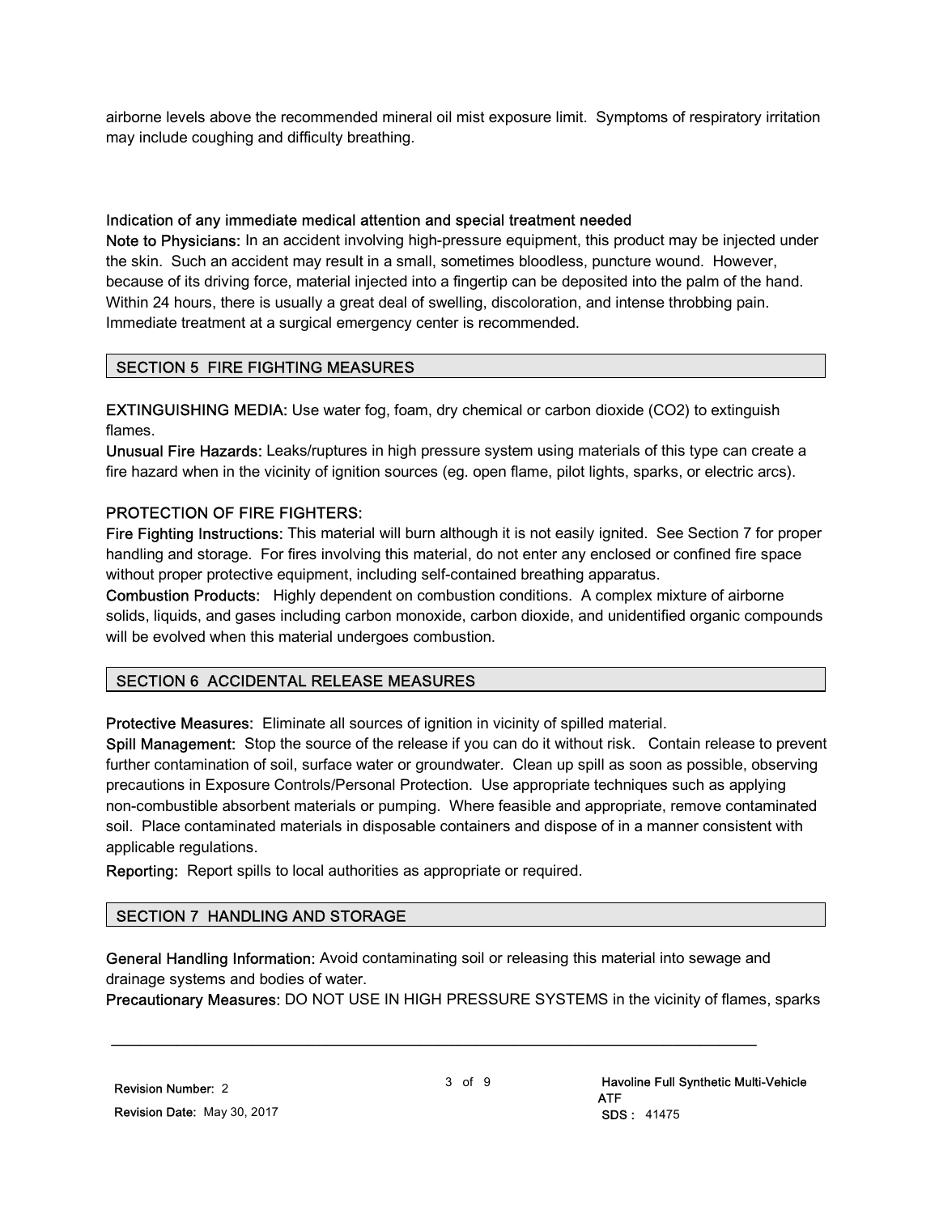airborne levels above the recommended mineral oil mist exposure limit. Symptoms of respiratory irritation may include coughing and difficulty breathing.

**Indication of any immediate medical attention and special treatment needed**

**Note to Physicians:** In an accident involving high-pressure equipment, this product may be injected under the skin. Such an accident may result in a small, sometimes bloodless, puncture wound. However, because of its driving force, material injected into a fingertip can be deposited into the palm of the hand. Within 24 hours, there is usually a great deal of swelling, discoloration, and intense throbbing pain. Immediate treatment at a surgical emergency center is recommended.

## SECTION 5 FIRE FIGHTING MEASURES

**EXTINGUISHING MEDIA:** Use water fog, foam, dry chemical or carbon dioxide ($CO_2$) to extinguish flames.

**Unusual Fire Hazards:** Leaks/ruptures in high pressure system using materials of this type can create a fire hazard when in the vicinity of ignition sources (eg. open flame, pilot lights, sparks, or electric arcs).

**PROTECTION OF FIRE FIGHTERS:**

**Fire Fighting Instructions:** This material will burn although it is not easily ignited. See Section 7 for proper handling and storage. For fires involving this material, do not enter any enclosed or confined fire space without proper protective equipment, including self-contained breathing apparatus.

**Combustion Products:** Highly dependent on combustion conditions. A complex mixture of airborne solids, liquids, and gases including carbon monoxide, carbon dioxide, and unidentified organic compounds will be evolved when this material undergoes combustion.

## SECTION 6 ACCIDENTAL RELEASE MEASURES

**Protective Measures:** Eliminate all sources of ignition in vicinity of spilled material.

**Spill Management:** Stop the source of the release if you can do it without risk. Contain release to prevent further contamination of soil, surface water or groundwater. Clean up spill as soon as possible, observing precautions in Exposure Controls/Personal Protection. Use appropriate techniques such as applying non-combustible absorbent materials or pumping. Where feasible and appropriate, remove contaminated soil. Place contaminated materials in disposable containers and dispose of in a manner consistent with applicable regulations.

**Reporting:** Report spills to local authorities as appropriate or required.

## SECTION 7 HANDLING AND STORAGE

**General Handling Information:** Avoid contaminating soil or releasing this material into sewage and drainage systems and bodies of water.

**Precautionary Measures:** DO NOT USE IN HIGH PRESSURE SYSTEMS in the vicinity of flames, sparks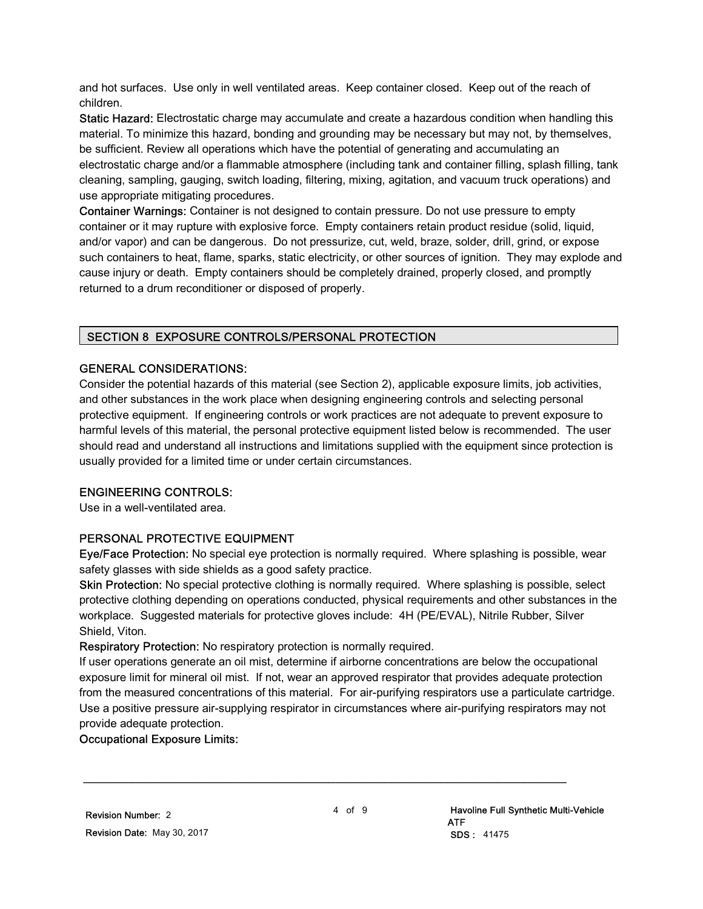and hot surfaces. Use only in well ventilated areas. Keep container closed. Keep out of the reach of children.

**Static Hazard:** Electrostatic charge may accumulate and create a hazardous condition when handling this material. To minimize this hazard, bonding and grounding may be necessary but may not, by themselves, be sufficient. Review all operations which have the potential of generating and accumulating an electrostatic charge and/or a flammable atmosphere (including tank and container filling, splash filling, tank cleaning, sampling, gauging, switch loading, filtering, mixing, agitation, and vacuum truck operations) and use appropriate mitigating procedures.

**Container Warnings:** Container is not designed to contain pressure. Do not use pressure to empty container or it may rupture with explosive force. Empty containers retain product residue (solid, liquid, and/or vapor) and can be dangerous. Do not pressurize, cut, weld, braze, solder, drill, grind, or expose such containers to heat, flame, sparks, static electricity, or other sources of ignition. They may explode and cause injury or death. Empty containers should be completely drained, properly closed, and promptly returned to a drum reconditioner or disposed of properly.

## SECTION 8 EXPOSURE CONTROLS/PERSONAL PROTECTION

### GENERAL CONSIDERATIONS:

Consider the potential hazards of this material (see Section 2), applicable exposure limits, job activities, and other substances in the work place when designing engineering controls and selecting personal protective equipment. If engineering controls or work practices are not adequate to prevent exposure to harmful levels of this material, the personal protective equipment listed below is recommended. The user should read and understand all instructions and limitations supplied with the equipment since protection is usually provided for a limited time or under certain circumstances.

### ENGINEERING CONTROLS:

Use in a well-ventilated area.

### PERSONAL PROTECTIVE EQUIPMENT

**Eye/Face Protection:** No special eye protection is normally required. Where splashing is possible, wear safety glasses with side shields as a good safety practice.

**Skin Protection:** No special protective clothing is normally required. Where splashing is possible, select protective clothing depending on operations conducted, physical requirements and other substances in the workplace. Suggested materials for protective gloves include: 4H (PE/EVAL), Nitrile Rubber, Silver Shield, Viton.

**Respiratory Protection:** No respiratory protection is normally required.

If user operations generate an oil mist, determine if airborne concentrations are below the occupational exposure limit for mineral oil mist. If not, wear an approved respirator that provides adequate protection from the measured concentrations of this material. For air-purifying respirators use a particulate cartridge. Use a positive pressure air-supplying respirator in circumstances where air-purifying respirators may not provide adequate protection.

**Occupational Exposure Limits:**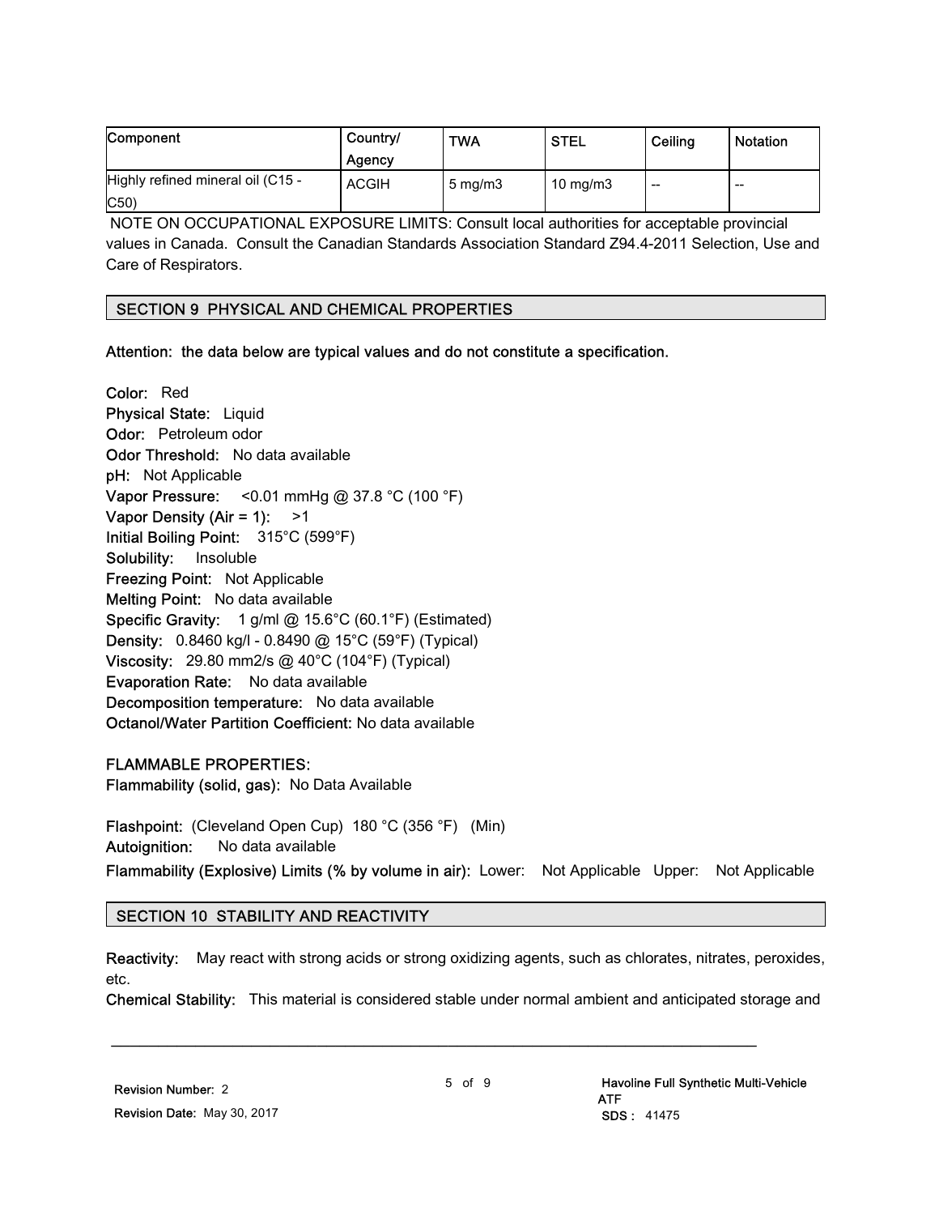| Component | Country/ Agency | TWA | STEL | Ceiling | Notation |
| --- | --- | --- | --- | --- | --- |
| Highly refined mineral oil (C15 - C50) | ACGIH | 5 mg/m3 | 10 mg/m3 | -- | -- |

NOTE ON OCCUPATIONAL EXPOSURE LIMITS: Consult local authorities for acceptable provincial values in Canada. Consult the Canadian Standards Association Standard Z94.4-2011 Selection, Use and Care of Respirators.

## SECTION 9 PHYSICAL AND CHEMICAL PROPERTIES

**Attention: the data below are typical values and do not constitute a specification.**

**Color:** Red
**Physical State:** Liquid
**Odor:** Petroleum odor
**Odor Threshold:** No data available
**pH:** Not Applicable
**Vapor Pressure:** <0.01 mmHg @ 37.8 °C (100 °F)
**Vapor Density (Air = 1):** >1
**Initial Boiling Point:** 315°C (599°F)
**Solubility:** Insoluble
**Freezing Point:** Not Applicable
**Melting Point:** No data available
**Specific Gravity:** 1 g/ml @ 15.6°C (60.1°F) (Estimated)
**Density:** 0.8460 kg/l - 0.8490 @ 15°C (59°F) (Typical)
**Viscosity:** 29.80 mm2/s @ 40°C (104°F) (Typical)
**Evaporation Rate:** No data available
**Decomposition temperature:** No data available
**Octanol/Water Partition Coefficient:** No data available

**FLAMMABLE PROPERTIES:**
**Flammability (solid, gas):** No Data Available

**Flashpoint:** (Cleveland Open Cup) 180 °C (356 °F) (Min)
**Autoignition:** No data available
**Flammability (Explosive) Limits (% by volume in air):** Lower: Not Applicable Upper: Not Applicable

## SECTION 10 STABILITY AND REACTIVITY

**Reactivity:** May react with strong acids or strong oxidizing agents, such as chlorates, nitrates, peroxides, etc.
**Chemical Stability:** This material is considered stable under normal ambient and anticipated storage and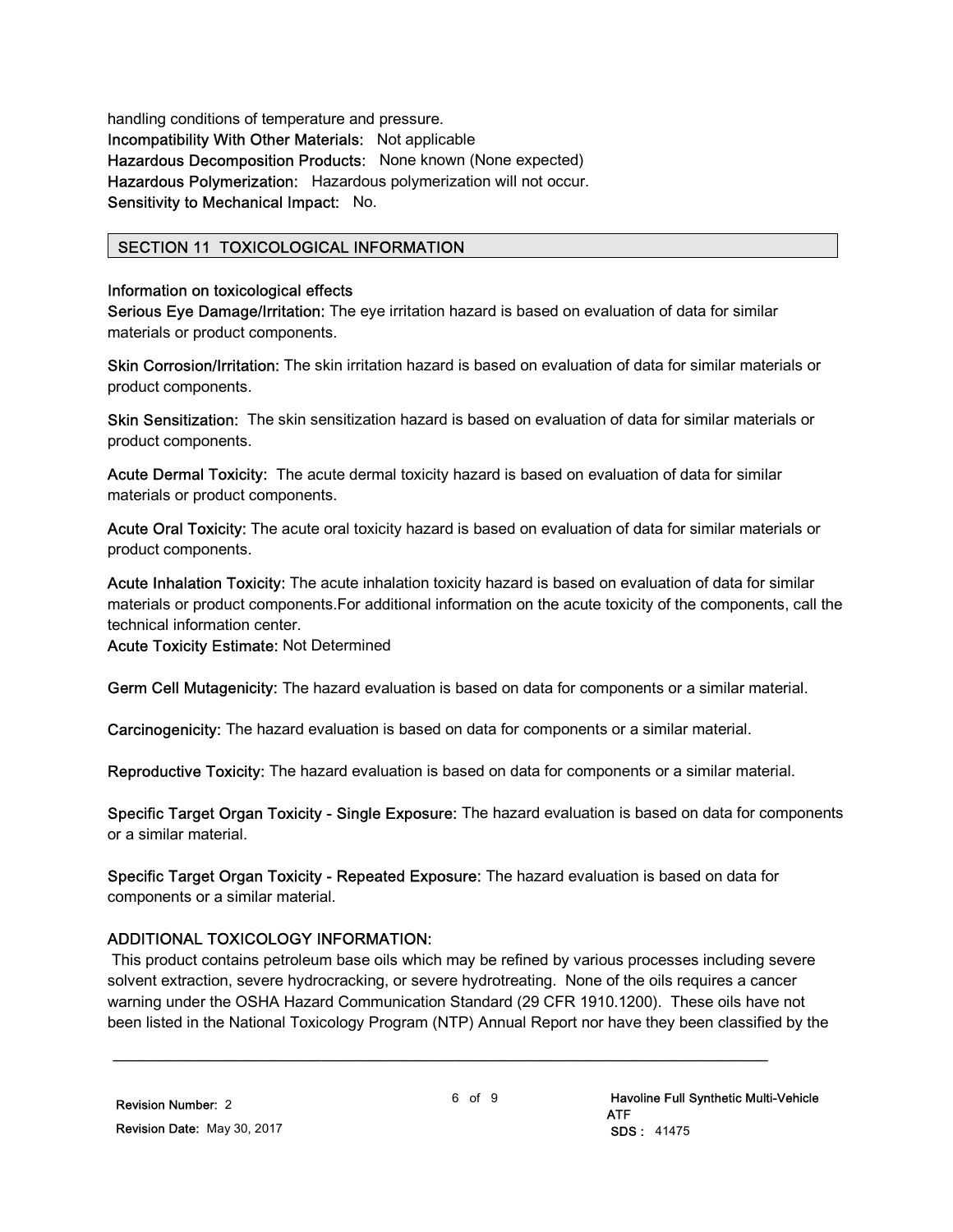handling conditions of temperature and pressure.
**Incompatibility With Other Materials:** Not applicable
**Hazardous Decomposition Products:** None known (None expected)
**Hazardous Polymerization:** Hazardous polymerization will not occur.
**Sensitivity to Mechanical Impact:** No.

## SECTION 11 TOXICOLOGICAL INFORMATION

**Information on toxicological effects**
**Serious Eye Damage/Irritation:** The eye irritation hazard is based on evaluation of data for similar materials or product components.

**Skin Corrosion/Irritation:** The skin irritation hazard is based on evaluation of data for similar materials or product components.

**Skin Sensitization:** The skin sensitization hazard is based on evaluation of data for similar materials or product components.

**Acute Dermal Toxicity:** The acute dermal toxicity hazard is based on evaluation of data for similar materials or product components.

**Acute Oral Toxicity:** The acute oral toxicity hazard is based on evaluation of data for similar materials or product components.

**Acute Inhalation Toxicity:** The acute inhalation toxicity hazard is based on evaluation of data for similar materials or product components.For additional information on the acute toxicity of the components, call the technical information center.
**Acute Toxicity Estimate:** Not Determined

**Germ Cell Mutagenicity:** The hazard evaluation is based on data for components or a similar material.

**Carcinogenicity:** The hazard evaluation is based on data for components or a similar material.

**Reproductive Toxicity:** The hazard evaluation is based on data for components or a similar material.

**Specific Target Organ Toxicity - Single Exposure:** The hazard evaluation is based on data for components or a similar material.

**Specific Target Organ Toxicity - Repeated Exposure:** The hazard evaluation is based on data for components or a similar material.

**ADDITIONAL TOXICOLOGY INFORMATION:**
This product contains petroleum base oils which may be refined by various processes including severe solvent extraction, severe hydrocracking, or severe hydrotreating. None of the oils requires a cancer warning under the OSHA Hazard Communication Standard (29 CFR 1910.1200). These oils have not been listed in the National Toxicology Program (NTP) Annual Report nor have they been classified by the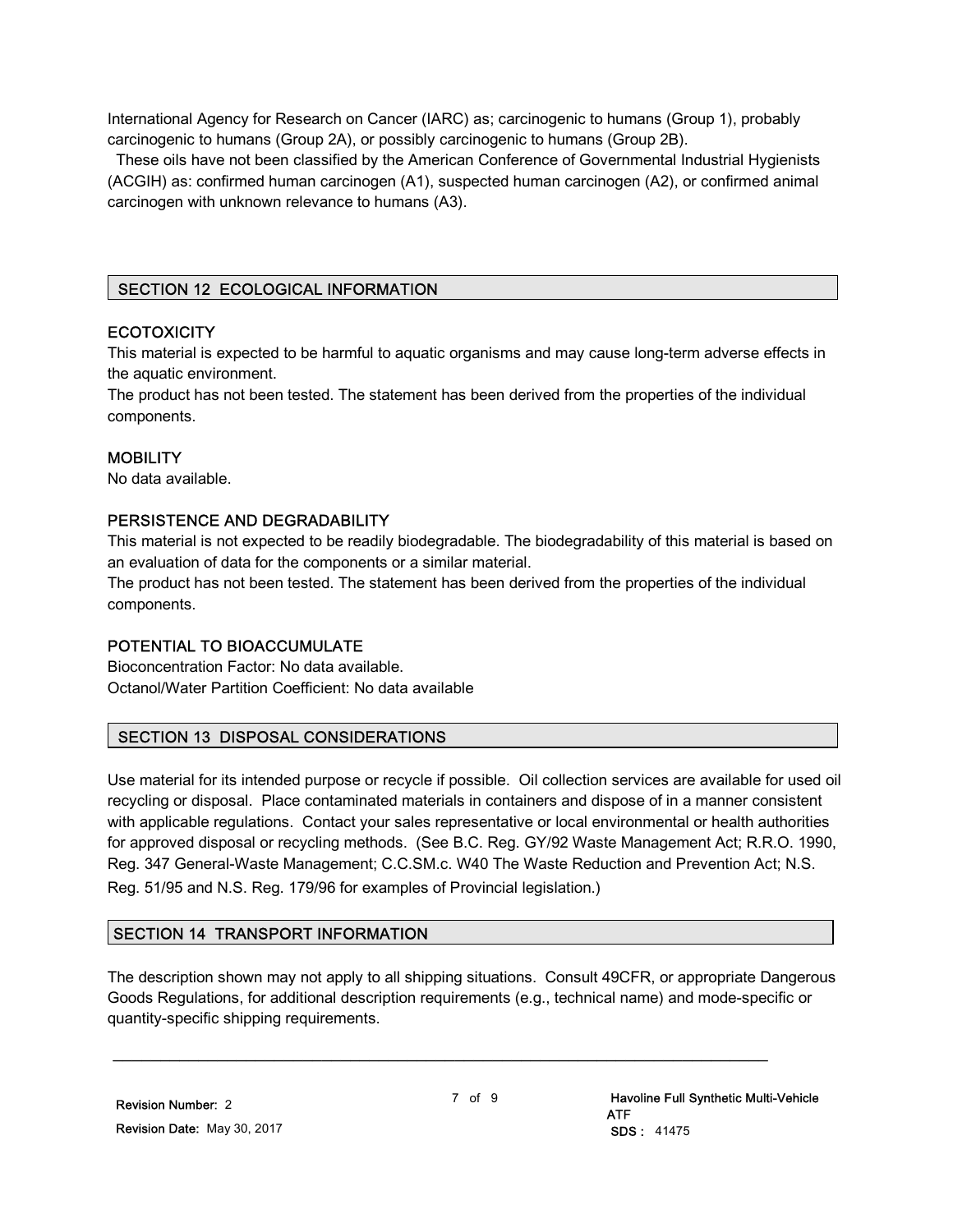International Agency for Research on Cancer (IARC) as; carcinogenic to humans (Group 1), probably carcinogenic to humans (Group 2A), or possibly carcinogenic to humans (Group 2B).

These oils have not been classified by the American Conference of Governmental Industrial Hygienists (ACGIH) as: confirmed human carcinogen (A1), suspected human carcinogen (A2), or confirmed animal carcinogen with unknown relevance to humans (A3).

## SECTION 12 ECOLOGICAL INFORMATION

### ECOTOXICITY

This material is expected to be harmful to aquatic organisms and may cause long-term adverse effects in the aquatic environment.

The product has not been tested. The statement has been derived from the properties of the individual components.

### MOBILITY

No data available.

### PERSISTENCE AND DEGRADABILITY

This material is not expected to be readily biodegradable. The biodegradability of this material is based on an evaluation of data for the components or a similar material.

The product has not been tested. The statement has been derived from the properties of the individual components.

### POTENTIAL TO BIOACCUMULATE

Bioconcentration Factor: No data available.

Octanol/Water Partition Coefficient: No data available

## SECTION 13 DISPOSAL CONSIDERATIONS

Use material for its intended purpose or recycle if possible. Oil collection services are available for used oil recycling or disposal. Place contaminated materials in containers and dispose of in a manner consistent with applicable regulations. Contact your sales representative or local environmental or health authorities for approved disposal or recycling methods. (See B.C. Reg. GY/92 Waste Management Act; R.R.O. 1990, Reg. 347 General-Waste Management; C.C.SM.c. W40 The Waste Reduction and Prevention Act; N.S. Reg. 51/95 and N.S. Reg. 179/96 for examples of Provincial legislation.)

## SECTION 14 TRANSPORT INFORMATION

The description shown may not apply to all shipping situations. Consult 49CFR, or appropriate Dangerous Goods Regulations, for additional description requirements (e.g., technical name) and mode-specific or quantity-specific shipping requirements.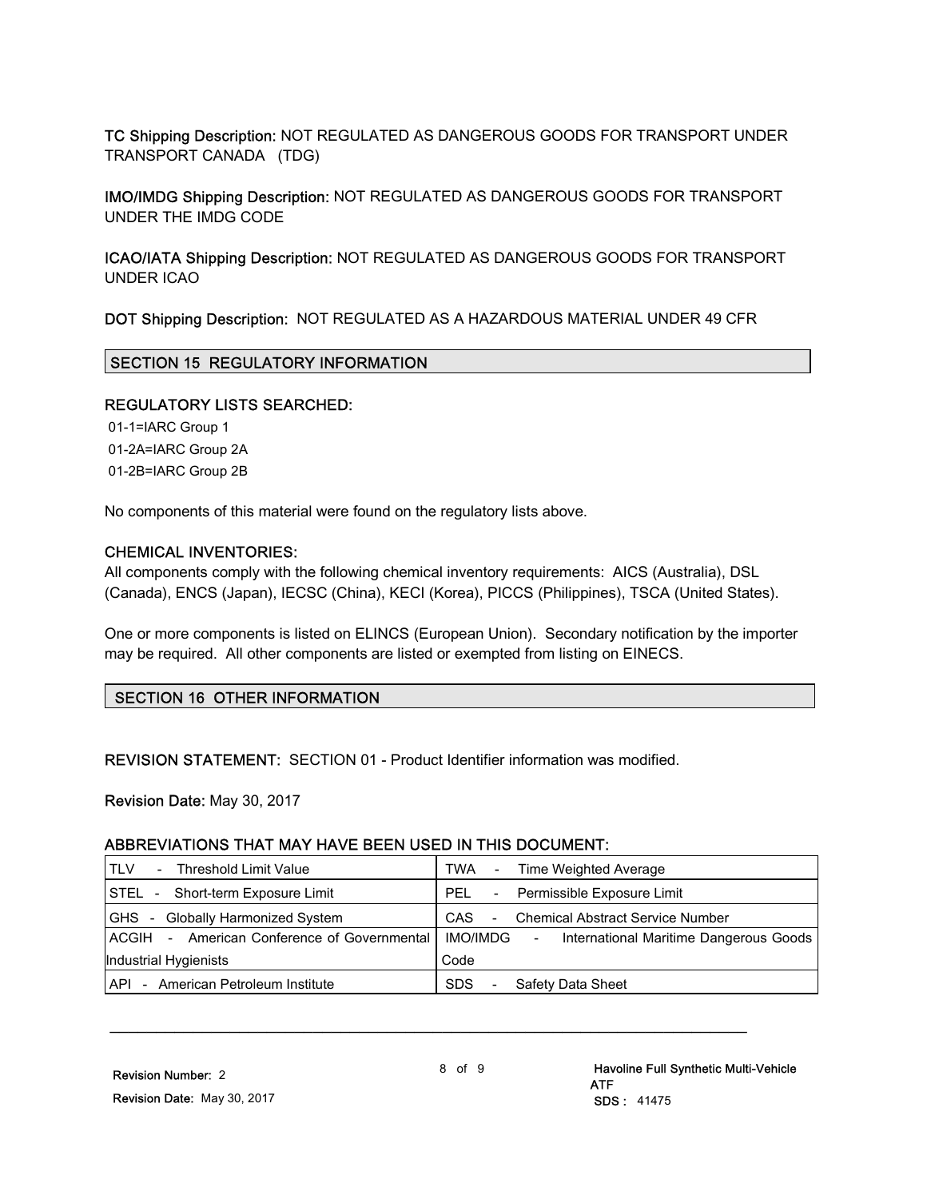**TC Shipping Description:** NOT REGULATED AS DANGEROUS GOODS FOR TRANSPORT UNDER TRANSPORT CANADA (TDG)

**IMO/IMDG Shipping Description:** NOT REGULATED AS DANGEROUS GOODS FOR TRANSPORT UNDER THE IMDG CODE

**ICAO/IATA Shipping Description:** NOT REGULATED AS DANGEROUS GOODS FOR TRANSPORT UNDER ICAO

**DOT Shipping Description:** NOT REGULATED AS A HAZARDOUS MATERIAL UNDER 49 CFR

## SECTION 15 REGULATORY INFORMATION

**REGULATORY LISTS SEARCHED:**

01-1=IARC Group 1
01-2A=IARC Group 2A
01-2B=IARC Group 2B

No components of this material were found on the regulatory lists above.

**CHEMICAL INVENTORIES:**

All components comply with the following chemical inventory requirements: AICS (Australia), DSL (Canada), ENCS (Japan), IECSC (China), KECI (Korea), PICCS (Philippines), TSCA (United States).

One or more components is listed on ELINCS (European Union). Secondary notification by the importer may be required. All other components are listed or exempted from listing on EINECS.

## SECTION 16 OTHER INFORMATION

**REVISION STATEMENT:** SECTION 01 - Product Identifier information was modified.

**Revision Date:** May 30, 2017

**ABBREVIATIONS THAT MAY HAVE BEEN USED IN THIS DOCUMENT:**

| | |
|---|---|
| TLV - Threshold Limit Value | TWA - Time Weighted Average |
| STEL - Short-term Exposure Limit | PEL - Permissible Exposure Limit |
| GHS - Globally Harmonized System | CAS - Chemical Abstract Service Number |
| ACGIH - American Conference of Governmental Industrial Hygienists | IMO/IMDG - International Maritime Dangerous Goods Code |
| API - American Petroleum Institute | SDS - Safety Data Sheet |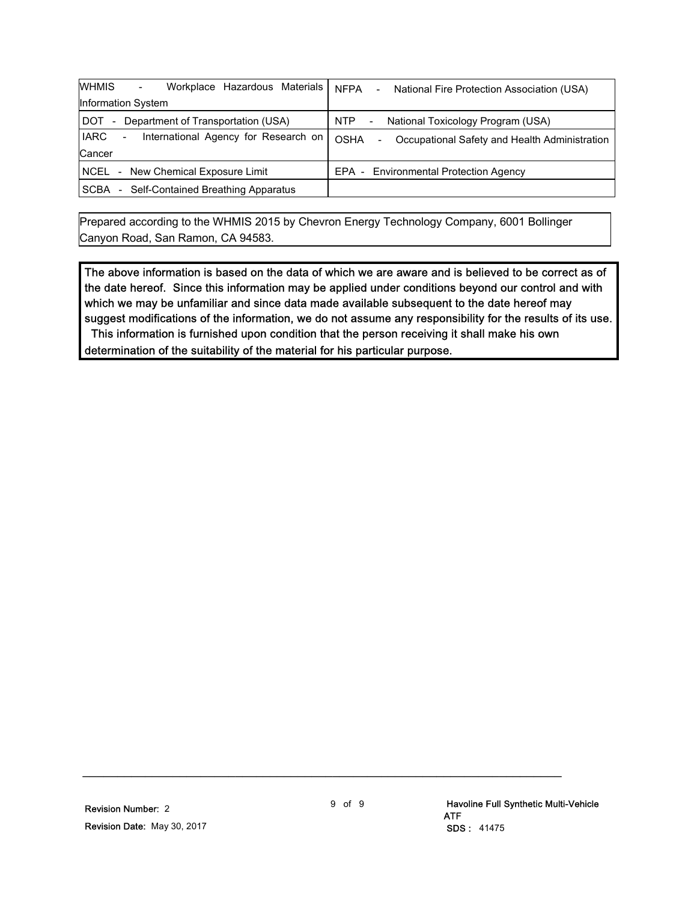| | |
|---|---|
| WHMIS - Workplace Hazardous Materials Information System | NFPA - National Fire Protection Association (USA) |
| DOT - Department of Transportation (USA) | NTP - National Toxicology Program (USA) |
| IARC - International Agency for Research on Cancer | OSHA - Occupational Safety and Health Administration |
| NCEL - New Chemical Exposure Limit | EPA - Environmental Protection Agency |
| SCBA - Self-Contained Breathing Apparatus | |

Prepared according to the WHMIS 2015 by Chevron Energy Technology Company, 6001 Bollinger Canyon Road, San Ramon, CA 94583.

**The above information is based on the data of which we are aware and is believed to be correct as of the date hereof. Since this information may be applied under conditions beyond our control and with which we may be unfamiliar and since data made available subsequent to the date hereof may suggest modifications of the information, we do not assume any responsibility for the results of its use. This information is furnished upon condition that the person receiving it shall make his own determination of the suitability of the material for his particular purpose.**